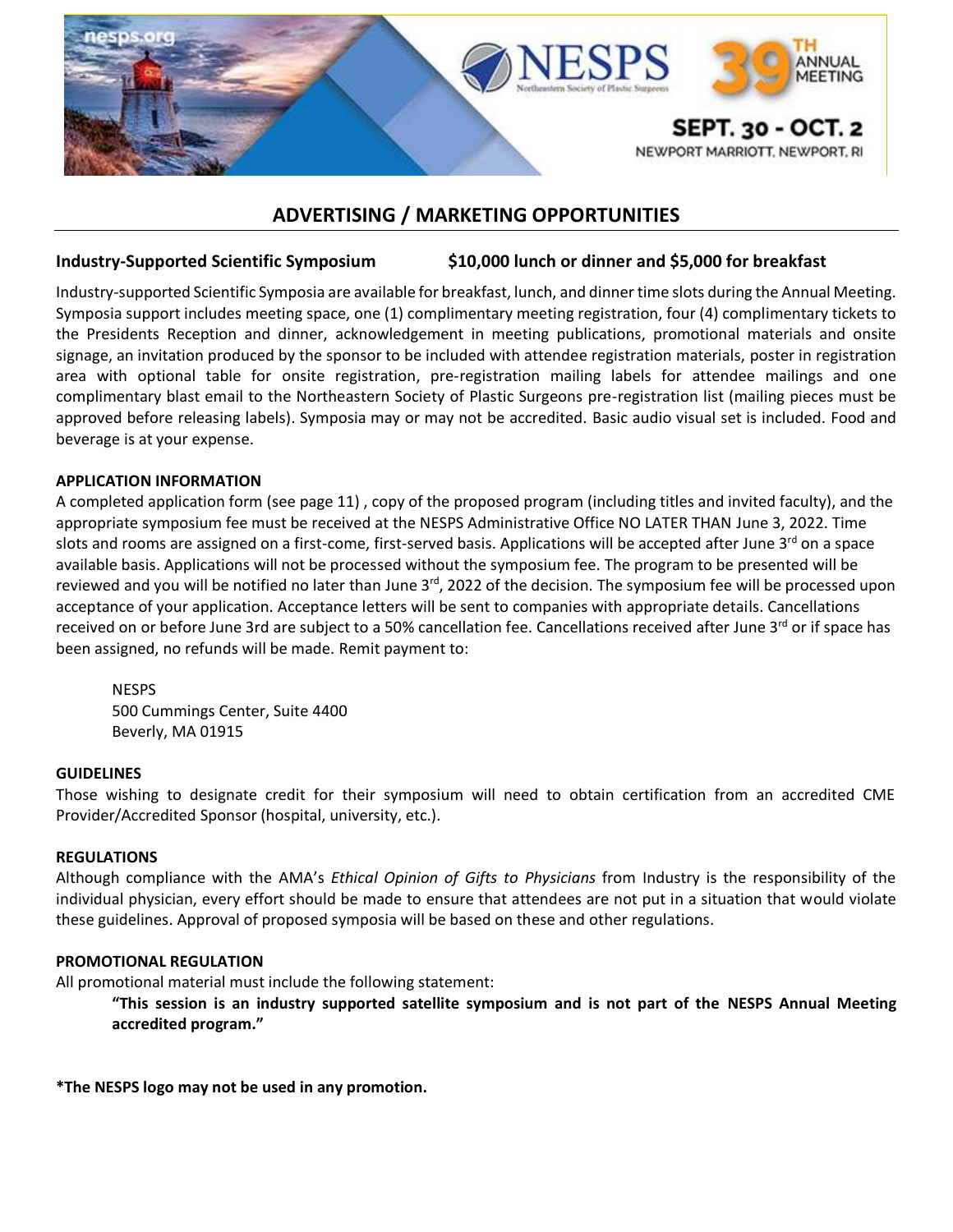nesps.org

NESPS Northeastern Society of Plastic Surgeons

39TH ANNUAL MEETING

SEPT. 30 - OCT. 2
NEWPORT MARRIOTT, NEWPORT, RI

# ADVERTISING / MARKETING OPPORTUNITIES

**Industry-Supported Scientific Symposium** **$10,000 lunch or dinner and $5,000 for breakfast**

Industry-supported Scientific Symposia are available for breakfast, lunch, and dinner time slots during the Annual Meeting. Symposia support includes meeting space, one (1) complimentary meeting registration, four (4) complimentary tickets to the Presidents Reception and dinner, acknowledgement in meeting publications, promotional materials and onsite signage, an invitation produced by the sponsor to be included with attendee registration materials, poster in registration area with optional table for onsite registration, pre-registration mailing labels for attendee mailings and one complimentary blast email to the Northeastern Society of Plastic Surgeons pre-registration list (mailing pieces must be approved before releasing labels). Symposia may or may not be accredited. Basic audio visual set is included. Food and beverage is at your expense.

**APPLICATION INFORMATION**

A completed application form (see page 11) , copy of the proposed program (including titles and invited faculty), and the appropriate symposium fee must be received at the NESPS Administrative Office NO LATER THAN June 3, 2022. Time slots and rooms are assigned on a first-come, first-served basis. Applications will be accepted after June 3rd on a space available basis. Applications will not be processed without the symposium fee. The program to be presented will be reviewed and you will be notified no later than June 3rd, 2022 of the decision. The symposium fee will be processed upon acceptance of your application. Acceptance letters will be sent to companies with appropriate details. Cancellations received on or before June 3rd are subject to a 50% cancellation fee. Cancellations received after June 3rd or if space has been assigned, no refunds will be made. Remit payment to:

NESPS
500 Cummings Center, Suite 4400
Beverly, MA 01915

**GUIDELINES**

Those wishing to designate credit for their symposium will need to obtain certification from an accredited CME Provider/Accredited Sponsor (hospital, university, etc.).

**REGULATIONS**

Although compliance with the AMA's *Ethical Opinion of Gifts to Physicians* from Industry is the responsibility of the individual physician, every effort should be made to ensure that attendees are not put in a situation that would violate these guidelines. Approval of proposed symposia will be based on these and other regulations.

**PROMOTIONAL REGULATION**

All promotional material must include the following statement:

> **"This session is an industry supported satellite symposium and is not part of the NESPS Annual Meeting accredited program."**

**\*The NESPS logo may not be used in any promotion.**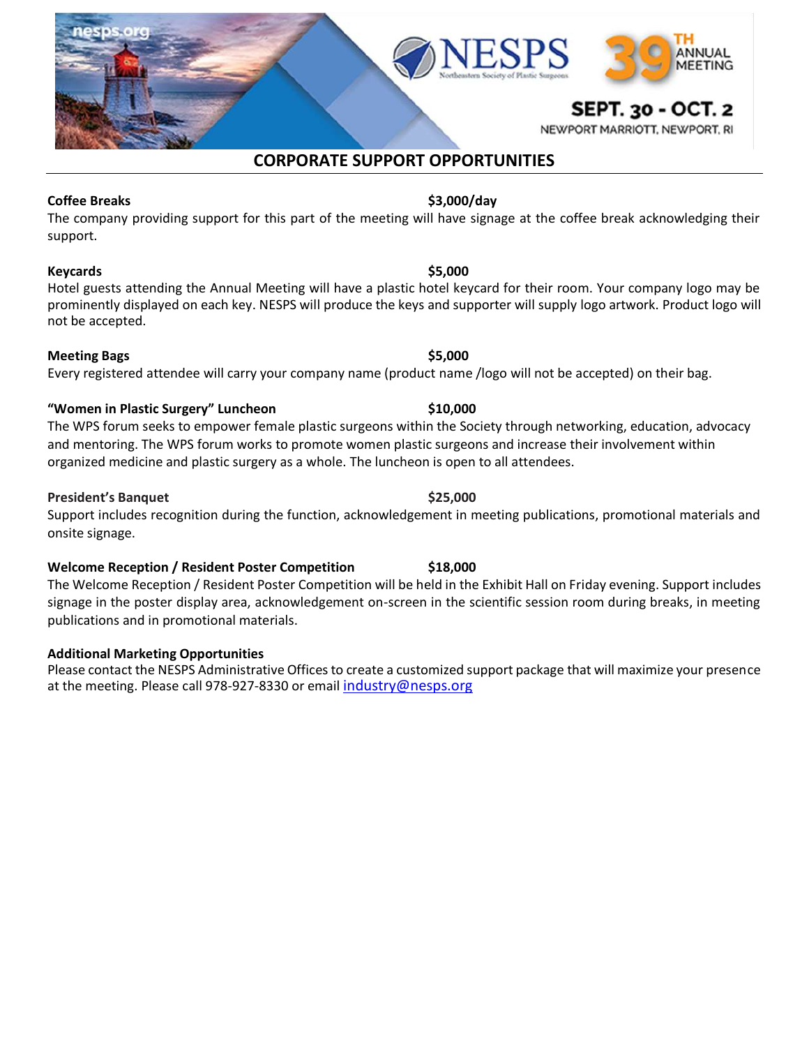NESPS

Northeastern Society of Plastic Surgeons

39TH ANNUAL MEETING

SEPT. 30 - OCT. 2

NEWPORT MARRIOTT, NEWPORT, RI

## CORPORATE SUPPORT OPPORTUNITIES

**Coffee Breaks** **$3,000/day**

The company providing support for this part of the meeting will have signage at the coffee break acknowledging their support.

**Keycards** **$5,000**

Hotel guests attending the Annual Meeting will have a plastic hotel keycard for their room. Your company logo may be prominently displayed on each key. NESPS will produce the keys and supporter will supply logo artwork. Product logo will not be accepted.

**Meeting Bags** **$5,000**

Every registered attendee will carry your company name (product name /logo will not be accepted) on their bag.

**"Women in Plastic Surgery" Luncheon** **$10,000**

The WPS forum seeks to empower female plastic surgeons within the Society through networking, education, advocacy and mentoring. The WPS forum works to promote women plastic surgeons and increase their involvement within organized medicine and plastic surgery as a whole. The luncheon is open to all attendees.

**President's Banquet** **$25,000**

Support includes recognition during the function, acknowledgement in meeting publications, promotional materials and onsite signage.

**Welcome Reception / Resident Poster Competition** **$18,000**

The Welcome Reception / Resident Poster Competition will be held in the Exhibit Hall on Friday evening. Support includes signage in the poster display area, acknowledgement on-screen in the scientific session room during breaks, in meeting publications and in promotional materials.

**Additional Marketing Opportunities**

Please contact the NESPS Administrative Offices to create a customized support package that will maximize your presence at the meeting. Please call 978-927-8330 or email industry@nesps.org